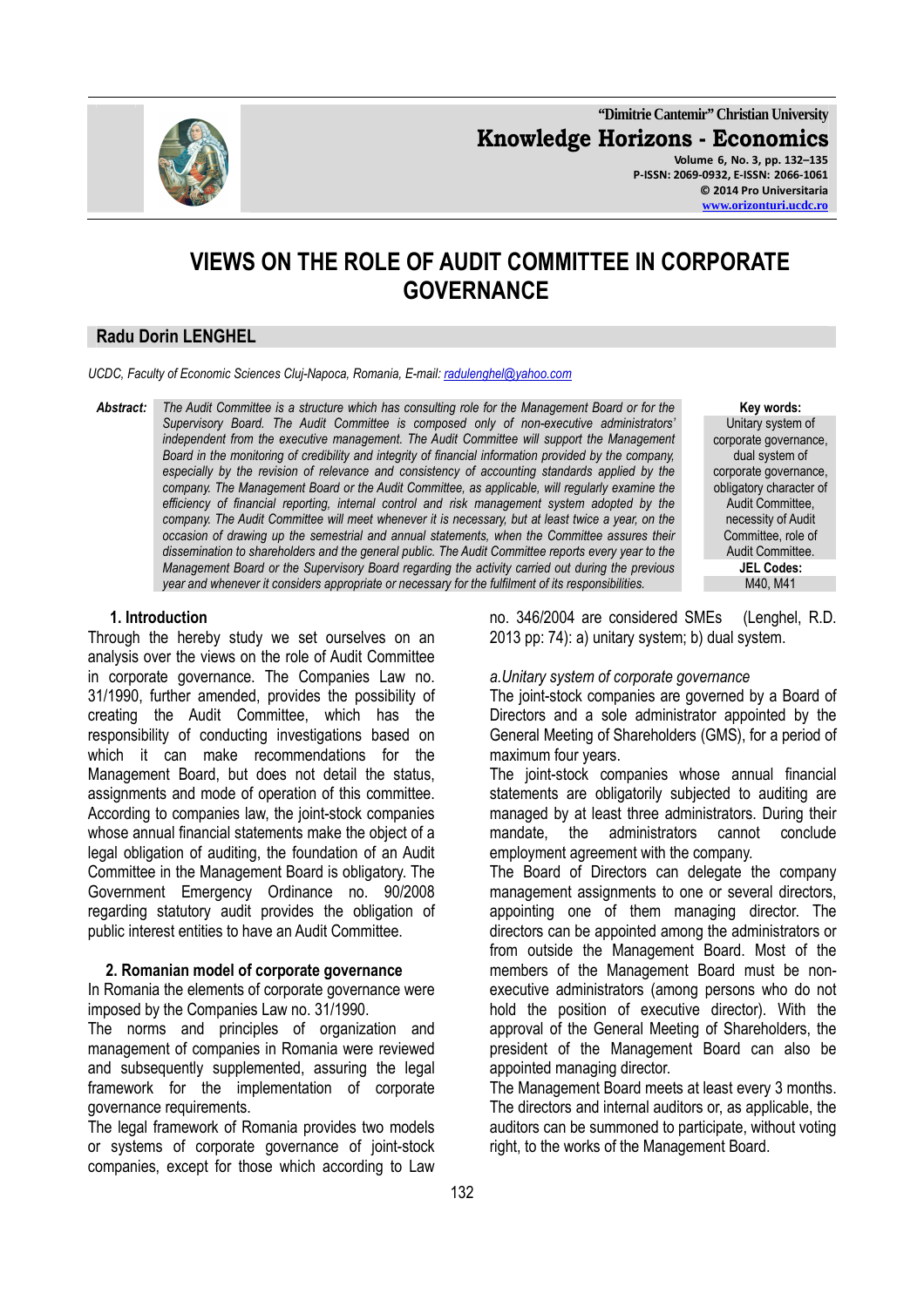# VIEWS ON THE ROLE OF AUDIT COMMITTEE IN CORPORATE GOVERNANCE

## Radu Dorin LENGHEL

*UCDC, Faculty of Economic Sciences Cluj-Napoca, Romania, E-mail: radulenghel@yahoo.com*

**Abstract:** *The Audit Committee is a structure which has consulting role for the Management Board or for the Supervisory Board. The Audit Committee is composed only of non-executive administrators' independent from the executive management. The Audit Committee will support the Management Board in the monitoring of credibility and integrity of financial information provided by the company, especially by the revision of relevance and consistency of accounting standards applied by the company. The Management Board or the Audit Committee, as applicable, will regularly examine the efficiency of financial reporting, internal control and risk management system adopted by the company. The Audit Committee will meet whenever it is necessary, but at least twice a year, on the occasion of drawing up the semestrial and annual statements, when the Committee assures their dissemination to shareholders and the general public. The Audit Committee reports every year to the Management Board or the Supervisory Board regarding the activity carried out during the previous year and whenever it considers appropriate or necessary for the fulfilment of its responsibilities.*

**Key words:** Unitary system of corporate governance, dual system of corporate governance, obligatory character of Audit Committee, necessity of Audit Committee, role of Audit Committee.

**JEL Codes:** M40, M41

### 1. Introduction

Through the hereby study we set ourselves on an analysis over the views on the role of Audit Committee in corporate governance. The Companies Law no. 31/1990, further amended, provides the possibility of creating the Audit Committee, which has the responsibility of conducting investigations based on which it can make recommendations for the Management Board, but does not detail the status, assignments and mode of operation of this committee. According to companies law, the joint-stock companies whose annual financial statements make the object of a legal obligation of auditing, the foundation of an Audit Committee in the Management Board is obligatory. The Government Emergency Ordinance no. 90/2008 regarding statutory audit provides the obligation of public interest entities to have an Audit Committee.

### 2. Romanian model of corporate governance

In Romania the elements of corporate governance were imposed by the Companies Law no. 31/1990.

The norms and principles of organization and management of companies in Romania were reviewed and subsequently supplemented, assuring the legal framework for the implementation of corporate governance requirements.

The legal framework of Romania provides two models or systems of corporate governance of joint-stock companies, except for those which according to Law no. 346/2004 are considered SMEs (Lenghel, R.D. 2013 pp: 74): a) unitary system; b) dual system.

*a.Unitary system of corporate governance*

The joint-stock companies are governed by a Board of Directors and a sole administrator appointed by the General Meeting of Shareholders (GMS), for a period of maximum four years.

The joint-stock companies whose annual financial statements are obligatorily subjected to auditing are managed by at least three administrators. During their mandate, the administrators cannot conclude employment agreement with the company.

The Board of Directors can delegate the company management assignments to one or several directors, appointing one of them managing director. The directors can be appointed among the administrators or from outside the Management Board. Most of the members of the Management Board must be non-executive administrators (among persons who do not hold the position of executive director). With the approval of the General Meeting of Shareholders, the president of the Management Board can also be appointed managing director.

The Management Board meets at least every 3 months. The directors and internal auditors or, as applicable, the auditors can be summoned to participate, without voting right, to the works of the Management Board.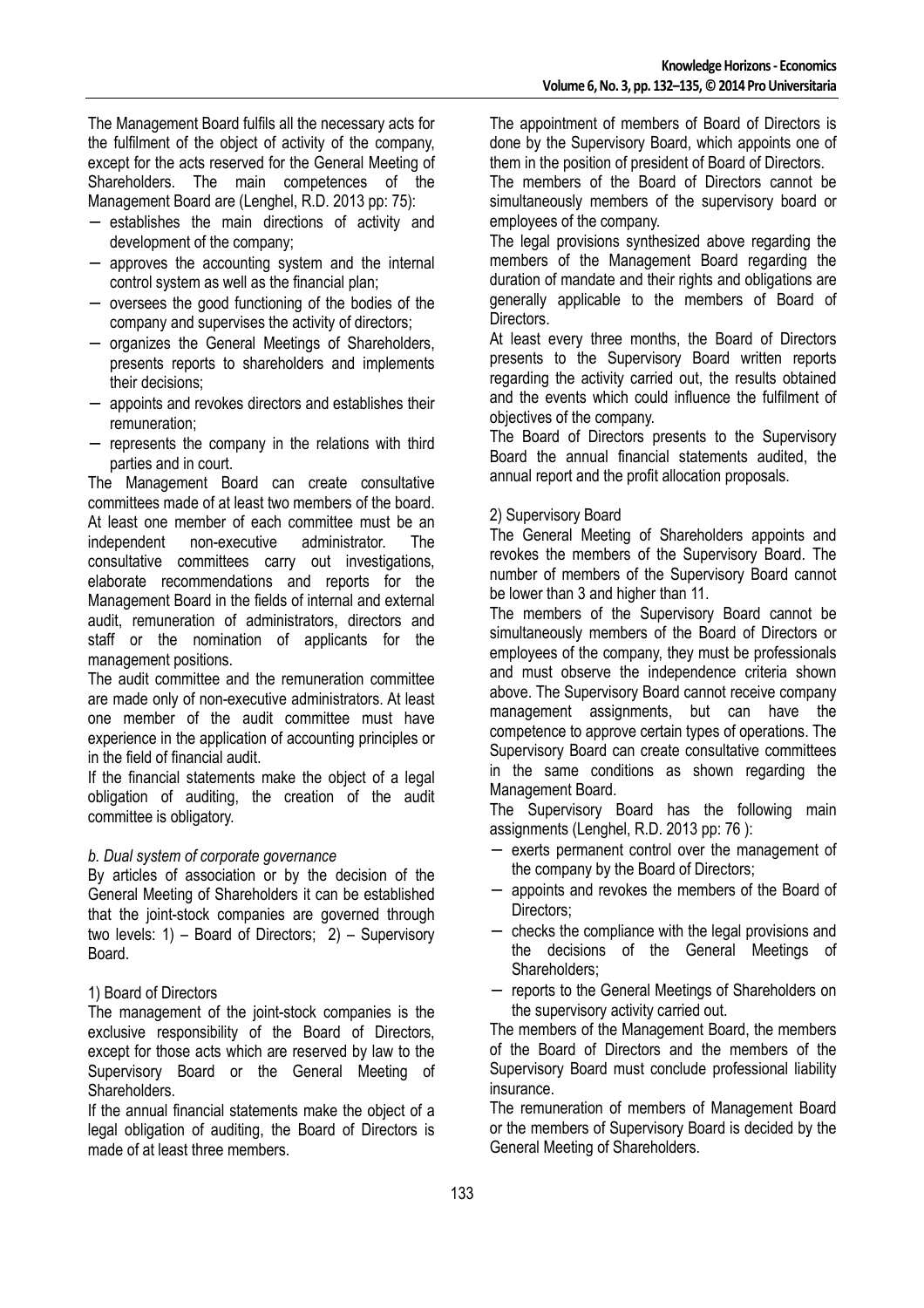The Management Board fulfils all the necessary acts for the fulfilment of the object of activity of the company, except for the acts reserved for the General Meeting of Shareholders. The main competences of the Management Board are (Lenghel, R.D. 2013 pp: 75):

- establishes the main directions of activity and development of the company;
- approves the accounting system and the internal control system as well as the financial plan;
- oversees the good functioning of the bodies of the company and supervises the activity of directors;
- organizes the General Meetings of Shareholders, presents reports to shareholders and implements their decisions;
- appoints and revokes directors and establishes their remuneration;
- represents the company in the relations with third parties and in court.

The Management Board can create consultative committees made of at least two members of the board. At least one member of each committee must be an independent non-executive administrator. The consultative committees carry out investigations, elaborate recommendations and reports for the Management Board in the fields of internal and external audit, remuneration of administrators, directors and staff or the nomination of applicants for the management positions.

The audit committee and the remuneration committee are made only of non-executive administrators. At least one member of the audit committee must have experience in the application of accounting principles or in the field of financial audit.

If the financial statements make the object of a legal obligation of auditing, the creation of the audit committee is obligatory.

*b. Dual system of corporate governance*

By articles of association or by the decision of the General Meeting of Shareholders it can be established that the joint-stock companies are governed through two levels: 1) – Board of Directors; 2) – Supervisory Board.

1) Board of Directors

The management of the joint-stock companies is the exclusive responsibility of the Board of Directors, except for those acts which are reserved by law to the Supervisory Board or the General Meeting of Shareholders.

If the annual financial statements make the object of a legal obligation of auditing, the Board of Directors is made of at least three members.

The appointment of members of Board of Directors is done by the Supervisory Board, which appoints one of them in the position of president of Board of Directors.

The members of the Board of Directors cannot be simultaneously members of the supervisory board or employees of the company.

The legal provisions synthesized above regarding the members of the Management Board regarding the duration of mandate and their rights and obligations are generally applicable to the members of Board of Directors.

At least every three months, the Board of Directors presents to the Supervisory Board written reports regarding the activity carried out, the results obtained and the events which could influence the fulfilment of objectives of the company.

The Board of Directors presents to the Supervisory Board the annual financial statements audited, the annual report and the profit allocation proposals.

2) Supervisory Board

The General Meeting of Shareholders appoints and revokes the members of the Supervisory Board. The number of members of the Supervisory Board cannot be lower than 3 and higher than 11.

The members of the Supervisory Board cannot be simultaneously members of the Board of Directors or employees of the company, they must be professionals and must observe the independence criteria shown above. The Supervisory Board cannot receive company management assignments, but can have the competence to approve certain types of operations. The Supervisory Board can create consultative committees in the same conditions as shown regarding the Management Board.

The Supervisory Board has the following main assignments (Lenghel, R.D. 2013 pp: 76 ):

- exerts permanent control over the management of the company by the Board of Directors;
- appoints and revokes the members of the Board of Directors;
- checks the compliance with the legal provisions and the decisions of the General Meetings of Shareholders;
- reports to the General Meetings of Shareholders on the supervisory activity carried out.

The members of the Management Board, the members of the Board of Directors and the members of the Supervisory Board must conclude professional liability insurance.

The remuneration of members of Management Board or the members of Supervisory Board is decided by the General Meeting of Shareholders.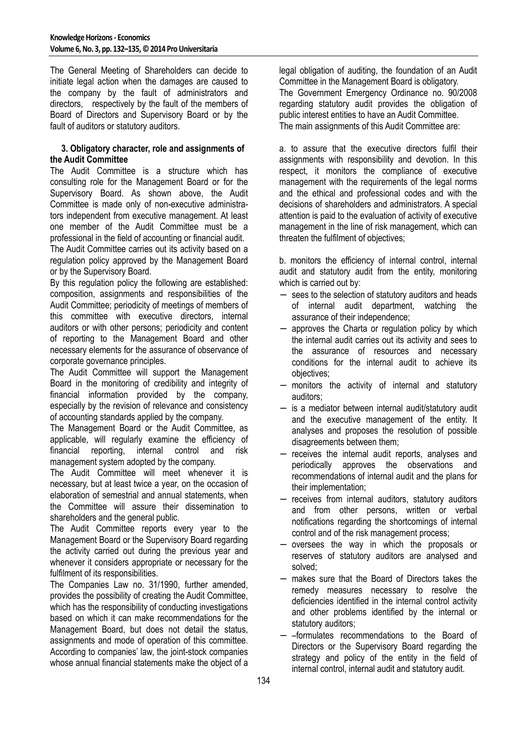The General Meeting of Shareholders can decide to initiate legal action when the damages are caused to the company by the fault of administrators and directors, respectively by the fault of the members of Board of Directors and Supervisory Board or by the fault of auditors or statutory auditors.

### 3. Obligatory character, role and assignments of the Audit Committee

The Audit Committee is a structure which has consulting role for the Management Board or for the Supervisory Board. As shown above, the Audit Committee is made only of non-executive administrators independent from executive management. At least one member of the Audit Committee must be a professional in the field of accounting or financial audit.

The Audit Committee carries out its activity based on a regulation policy approved by the Management Board or by the Supervisory Board.

By this regulation policy the following are established: composition, assignments and responsibilities of the Audit Committee; periodicity of meetings of members of this committee with executive directors, internal auditors or with other persons; periodicity and content of reporting to the Management Board and other necessary elements for the assurance of observance of corporate governance principles.

The Audit Committee will support the Management Board in the monitoring of credibility and integrity of financial information provided by the company, especially by the revision of relevance and consistency of accounting standards applied by the company.

The Management Board or the Audit Committee, as applicable, will regularly examine the efficiency of financial reporting, internal control and risk management system adopted by the company.

The Audit Committee will meet whenever it is necessary, but at least twice a year, on the occasion of elaboration of semestrial and annual statements, when the Committee will assure their dissemination to shareholders and the general public.

The Audit Committee reports every year to the Management Board or the Supervisory Board regarding the activity carried out during the previous year and whenever it considers appropriate or necessary for the fulfilment of its responsibilities.

The Companies Law no. 31/1990, further amended, provides the possibility of creating the Audit Committee, which has the responsibility of conducting investigations based on which it can make recommendations for the Management Board, but does not detail the status, assignments and mode of operation of this committee. According to companies' law, the joint-stock companies whose annual financial statements make the object of a legal obligation of auditing, the foundation of an Audit Committee in the Management Board is obligatory.

The Government Emergency Ordinance no. 90/2008 regarding statutory audit provides the obligation of public interest entities to have an Audit Committee.

The main assignments of this Audit Committee are:

a. to assure that the executive directors fulfil their assignments with responsibility and devotion. In this respect, it monitors the compliance of executive management with the requirements of the legal norms and the ethical and professional codes and with the decisions of shareholders and administrators. A special attention is paid to the evaluation of activity of executive management in the line of risk management, which can threaten the fulfilment of objectives;

b. monitors the efficiency of internal control, internal audit and statutory audit from the entity, monitoring which is carried out by:

- sees to the selection of statutory auditors and heads of internal audit department, watching the assurance of their independence;
- approves the Charta or regulation policy by which the internal audit carries out its activity and sees to the assurance of resources and necessary conditions for the internal audit to achieve its objectives;
- monitors the activity of internal and statutory auditors;
- is a mediator between internal audit/statutory audit and the executive management of the entity. It analyses and proposes the resolution of possible disagreements between them;
- receives the internal audit reports, analyses and periodically approves the observations and recommendations of internal audit and the plans for their implementation;
- receives from internal auditors, statutory auditors and from other persons, written or verbal notifications regarding the shortcomings of internal control and of the risk management process;
- oversees the way in which the proposals or reserves of statutory auditors are analysed and solved;
- makes sure that the Board of Directors takes the remedy measures necessary to resolve the deficiencies identified in the internal control activity and other problems identified by the internal or statutory auditors;
- –formulates recommendations to the Board of Directors or the Supervisory Board regarding the strategy and policy of the entity in the field of internal control, internal audit and statutory audit.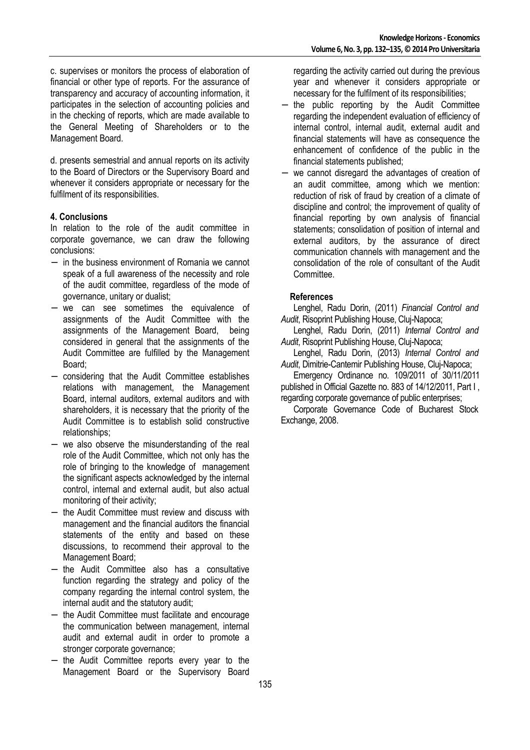c. supervises or monitors the process of elaboration of financial or other type of reports. For the assurance of transparency and accuracy of accounting information, it participates in the selection of accounting policies and in the checking of reports, which are made available to the General Meeting of Shareholders or to the Management Board.

d. presents semestrial and annual reports on its activity to the Board of Directors or the Supervisory Board and whenever it considers appropriate or necessary for the fulfilment of its responsibilities.

## 4. Conclusions

In relation to the role of the audit committee in corporate governance, we can draw the following conclusions:

- in the business environment of Romania we cannot speak of a full awareness of the necessity and role of the audit committee, regardless of the mode of governance, unitary or dualist;
- we can see sometimes the equivalence of assignments of the Audit Committee with the assignments of the Management Board, being considered in general that the assignments of the Audit Committee are fulfilled by the Management Board;
- considering that the Audit Committee establishes relations with management, the Management Board, internal auditors, external auditors and with shareholders, it is necessary that the priority of the Audit Committee is to establish solid constructive relationships;
- we also observe the misunderstanding of the real role of the Audit Committee, which not only has the role of bringing to the knowledge of management the significant aspects acknowledged by the internal control, internal and external audit, but also actual monitoring of their activity;
- the Audit Committee must review and discuss with management and the financial auditors the financial statements of the entity and based on these discussions, to recommend their approval to the Management Board;
- the Audit Committee also has a consultative function regarding the strategy and policy of the company regarding the internal control system, the internal audit and the statutory audit;
- the Audit Committee must facilitate and encourage the communication between management, internal audit and external audit in order to promote a stronger corporate governance;
- the Audit Committee reports every year to the Management Board or the Supervisory Board regarding the activity carried out during the previous year and whenever it considers appropriate or necessary for the fulfilment of its responsibilities;
- the public reporting by the Audit Committee regarding the independent evaluation of efficiency of internal control, internal audit, external audit and financial statements will have as consequence the enhancement of confidence of the public in the financial statements published;
- we cannot disregard the advantages of creation of an audit committee, among which we mention: reduction of risk of fraud by creation of a climate of discipline and control; the improvement of quality of financial reporting by own analysis of financial statements; consolidation of position of internal and external auditors, by the assurance of direct communication channels with management and the consolidation of the role of consultant of the Audit Committee.

## References

Lenghel, Radu Dorin, (2011) *Financial Control and Audit*, Risoprint Publishing House, Cluj-Napoca;

Lenghel, Radu Dorin, (2011) *Internal Control and Audit*, Risoprint Publishing House, Cluj-Napoca;

Lenghel, Radu Dorin, (2013) *Internal Control and Audit*, Dimitrie-Cantemir Publishing House, Cluj-Napoca;

Emergency Ordinance no. 109/2011 of 30/11/2011 published in Official Gazette no. 883 of 14/12/2011, Part I , regarding corporate governance of public enterprises;

Corporate Governance Code of Bucharest Stock Exchange, 2008.